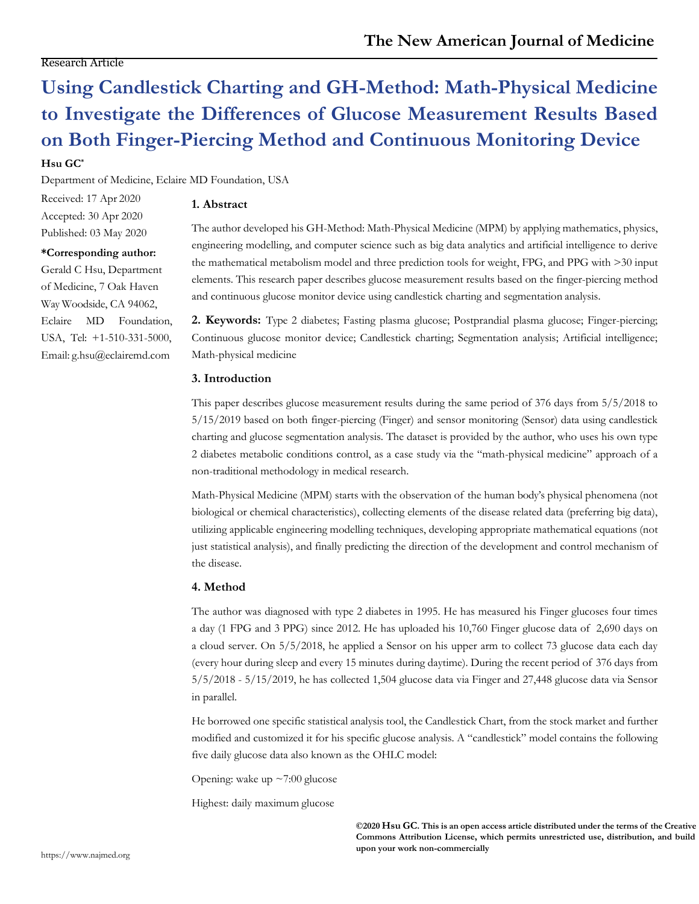Research Article

# Using Candlestick Charting and GH-Method: Math-Physical Medicine to Investigate the Differences of Glucose Measurement Results Based on Both Finger-Piercing Method and Continuous Monitoring Device

**Hsu GC***

Department of Medicine, Eclaire MD Foundation, USA

Received: 17 Apr 2020
Accepted: 30 Apr 2020
Published: 03 May 2020

**\*Corresponding author:**
Gerald C Hsu, Department of Medicine, 7 Oak Haven Way Woodside, CA 94062, Eclaire MD Foundation, USA, Tel: +1-510-331-5000, Email: g.hsu@eclairemd.com

## 1. Abstract

The author developed his GH-Method: Math-Physical Medicine (MPM) by applying mathematics, physics, engineering modelling, and computer science such as big data analytics and artificial intelligence to derive the mathematical metabolism model and three prediction tools for weight, FPG, and PPG with >30 input elements. This research paper describes glucose measurement results based on the finger-piercing method and continuous glucose monitor device using candlestick charting and segmentation analysis.

**2. Keywords:** Type 2 diabetes; Fasting plasma glucose; Postprandial plasma glucose; Finger-piercing; Continuous glucose monitor device; Candlestick charting; Segmentation analysis; Artificial intelligence; Math-physical medicine

## 3. Introduction

This paper describes glucose measurement results during the same period of 376 days from 5/5/2018 to 5/15/2019 based on both finger-piercing (Finger) and sensor monitoring (Sensor) data using candlestick charting and glucose segmentation analysis. The dataset is provided by the author, who uses his own type 2 diabetes metabolic conditions control, as a case study via the "math-physical medicine" approach of a non-traditional methodology in medical research.

Math-Physical Medicine (MPM) starts with the observation of the human body's physical phenomena (not biological or chemical characteristics), collecting elements of the disease related data (preferring big data), utilizing applicable engineering modelling techniques, developing appropriate mathematical equations (not just statistical analysis), and finally predicting the direction of the development and control mechanism of the disease.

## 4. Method

The author was diagnosed with type 2 diabetes in 1995. He has measured his Finger glucoses four times a day (1 FPG and 3 PPG) since 2012. He has uploaded his 10,760 Finger glucose data of 2,690 days on a cloud server. On 5/5/2018, he applied a Sensor on his upper arm to collect 73 glucose data each day (every hour during sleep and every 15 minutes during daytime). During the recent period of 376 days from 5/5/2018 - 5/15/2019, he has collected 1,504 glucose data via Finger and 27,448 glucose data via Sensor in parallel.

He borrowed one specific statistical analysis tool, the Candlestick Chart, from the stock market and further modified and customized it for his specific glucose analysis. A "candlestick" model contains the following five daily glucose data also known as the OHLC model:

Opening: wake up ~7:00 glucose

Highest: daily maximum glucose

**©2020 Hsu GC. This is an open access article distributed under the terms of the Creative Commons Attribution License, which permits unrestricted use, distribution, and build upon your work non-commercially**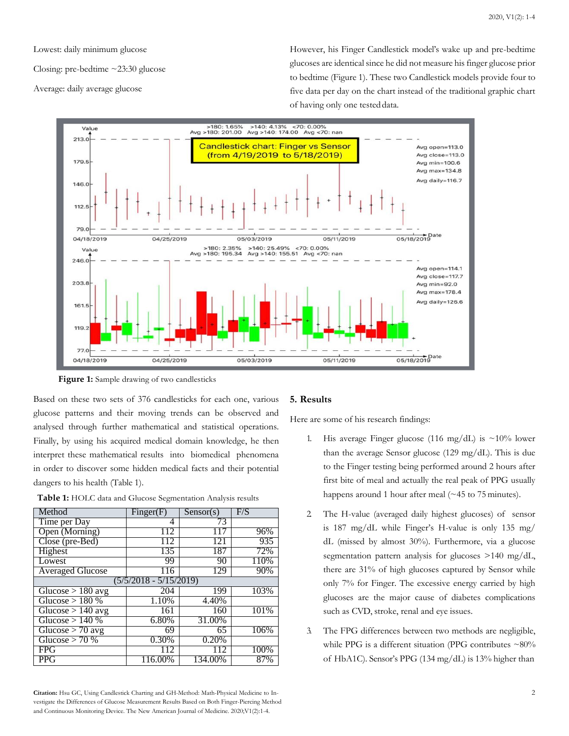Lowest: daily minimum glucose

Closing: pre-bedtime ~23:30 glucose

Average: daily average glucose

However, his Finger Candlestick model's wake up and pre-bedtime glucoses are identical since he did not measure his finger glucose prior to bedtime (Figure 1). These two Candlestick models provide four to five data per day on the chart instead of the traditional graphic chart of having only one tested data.

**Figure 1:** Sample drawing of two candlesticks

Based on these two sets of 376 candlesticks for each one, various glucose patterns and their moving trends can be observed and analysed through further mathematical and statistical operations. Finally, by using his acquired medical domain knowledge, he then interpret these mathematical results into biomedical phenomena in order to discover some hidden medical facts and their potential dangers to his health (Table 1).

**Table 1:** HOLC data and Glucose Segmentation Analysis results

| Method | Finger(F) | Sensor(s) | F/S |
|---|---|---|---|
| Time per Day | 4 | 73 | |
| Open (Morning) | 112 | 117 | 96% |
| Close (pre-Bed) | 112 | 121 | 935 |
| Highest | 135 | 187 | 72% |
| Lowest | 99 | 90 | 110% |
| Averaged Glucose | 116 | 129 | 90% |
| (5/5/2018 - 5/15/2019) | | | |
| Glucose > 180 avg | 204 | 199 | 103% |
| Glucose > 180 % | 1.10% | 4.40% | |
| Glucose > 140 avg | 161 | 160 | 101% |
| Glucose > 140 % | 6.80% | 31.00% | |
| Glucose > 70 avg | 69 | 65 | 106% |
| Glucose > 70 % | 0.30% | 0.20% | |
| FPG | 112 | 112 | 100% |
| PPG | 116.00% | 134.00% | 87% |

## 5. Results

Here are some of his research findings:

1. His average Finger glucose (116 mg/dL) is ~10% lower than the average Sensor glucose (129 mg/dL). This is due to the Finger testing being performed around 2 hours after first bite of meal and actually the real peak of PPG usually happens around 1 hour after meal (~45 to 75 minutes).

2. The H-value (averaged daily highest glucoses) of sensor is 187 mg/dL while Finger's H-value is only 135 mg/dL (missed by almost 30%). Furthermore, via a glucose segmentation pattern analysis for glucoses >140 mg/dL, there are 31% of high glucoses captured by Sensor while only 7% for Finger. The excessive energy carried by high glucoses are the major cause of diabetes complications such as CVD, stroke, renal and eye issues.

3. The FPG differences between two methods are negligible, while PPG is a different situation (PPG contributes ~80% of HbA1C). Sensor's PPG (134 mg/dL) is 13% higher than

**Citation:** Hsu GC, Using Candlestick Charting and GH-Method: Math-Physical Medicine to Investigate the Differences of Glucose Measurement Results Based on Both Finger-Piercing Method and Continuous Monitoring Device. The New American Journal of Medicine. 2020;V1(2):1-4.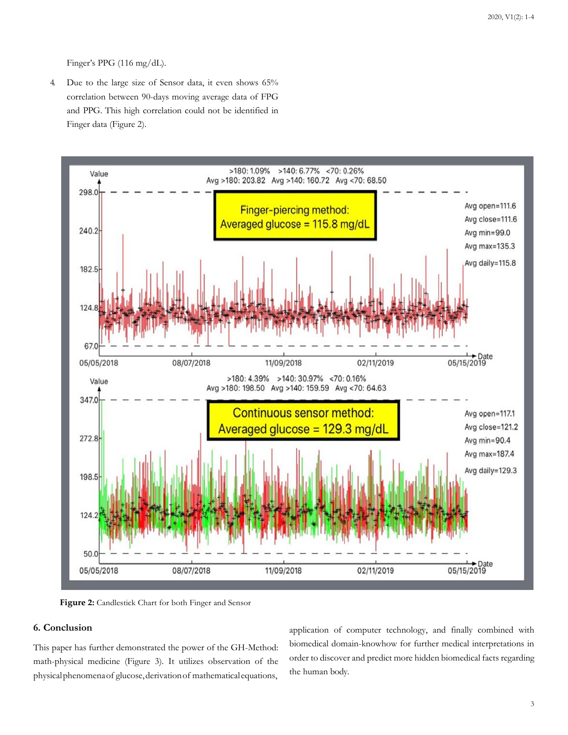Finger's PPG (116 mg/dL).

4. Due to the large size of Sensor data, it even shows 65% correlation between 90-days moving average data of FPG and PPG. This high correlation could not be identified in Finger data (Figure 2).

**Figure 2:** Candlestick Chart for both Finger and Sensor

## 6. Conclusion

This paper has further demonstrated the power of the GH-Method: math-physical medicine (Figure 3). It utilizes observation of the physical phenomena of glucose, derivation of mathematical equations, application of computer technology, and finally combined with biomedical domain-knowhow for further medical interpretations in order to discover and predict more hidden biomedical facts regarding the human body.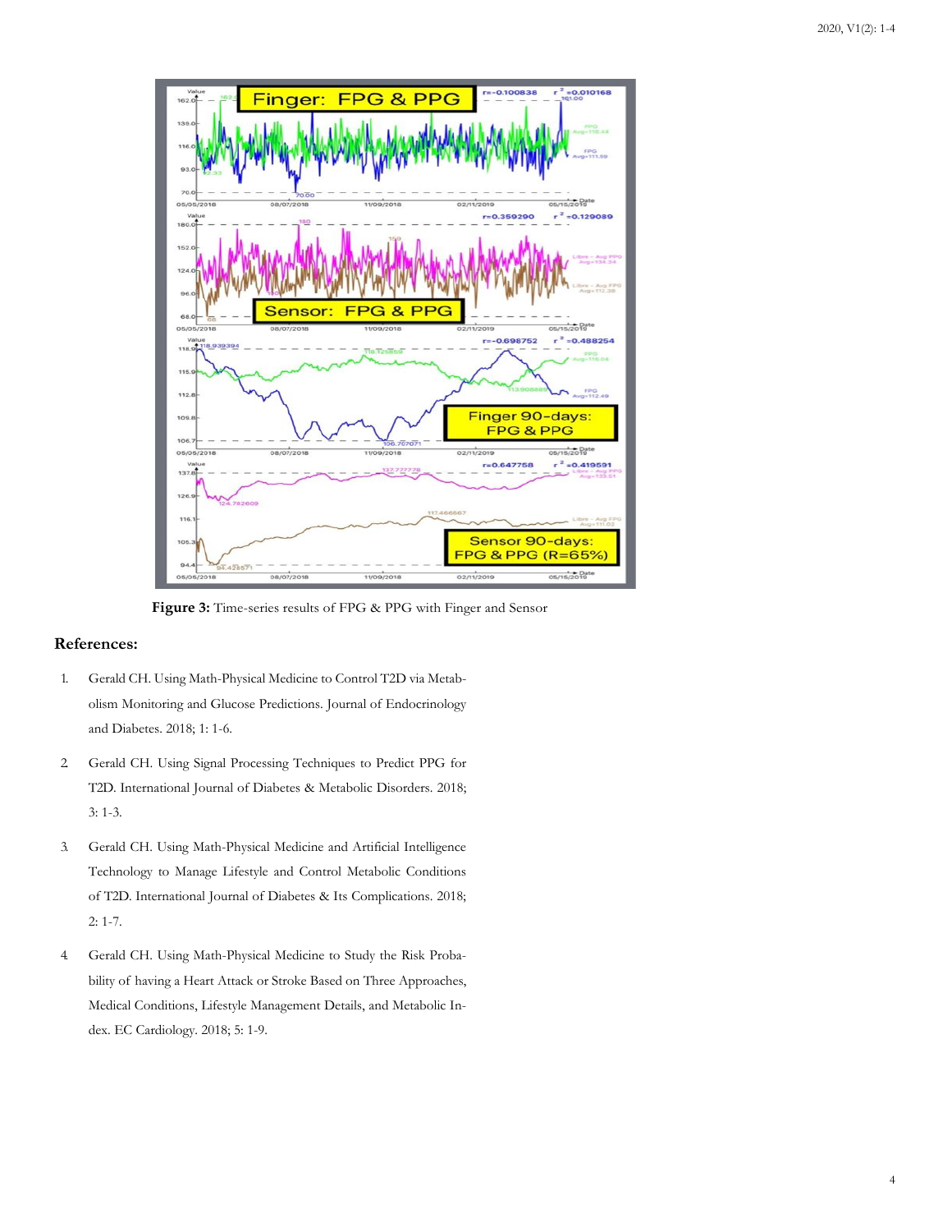Finger: FPG & PPG

r=-0.100838 r² =0.010168

Sensor: FPG & PPG

r=0.359290 r² =0.129089

Finger 90-days: FPG & PPG

r=-0.698752 r² =0.488254

Sensor 90-days: FPG & PPG (R=65%)

r=0.647758 r² =0.419591

**Figure 3:** Time-series results of FPG & PPG with Finger and Sensor

## References:

1. Gerald CH. Using Math-Physical Medicine to Control T2D via Metabolism Monitoring and Glucose Predictions. Journal of Endocrinology and Diabetes. 2018; 1: 1-6.

2. Gerald CH. Using Signal Processing Techniques to Predict PPG for T2D. International Journal of Diabetes & Metabolic Disorders. 2018; 3: 1-3.

3. Gerald CH. Using Math-Physical Medicine and Artificial Intelligence Technology to Manage Lifestyle and Control Metabolic Conditions of T2D. International Journal of Diabetes & Its Complications. 2018; 2: 1-7.

4. Gerald CH. Using Math-Physical Medicine to Study the Risk Probability of having a Heart Attack or Stroke Based on Three Approaches, Medical Conditions, Lifestyle Management Details, and Metabolic Index. EC Cardiology. 2018; 5: 1-9.